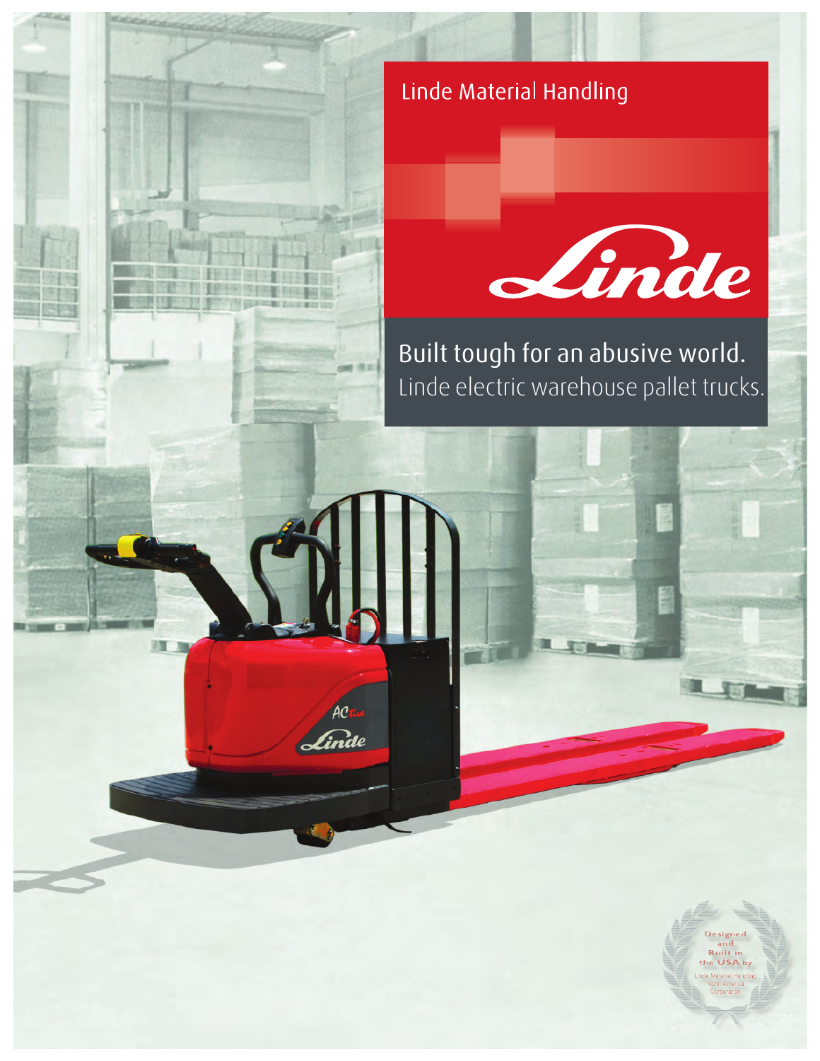Linde Material Handling

Linde

# Built tough for an abusive world.

## Linde electric warehouse pallet trucks.

Designed and Built in the USA by Linde Material Handling North America Corporation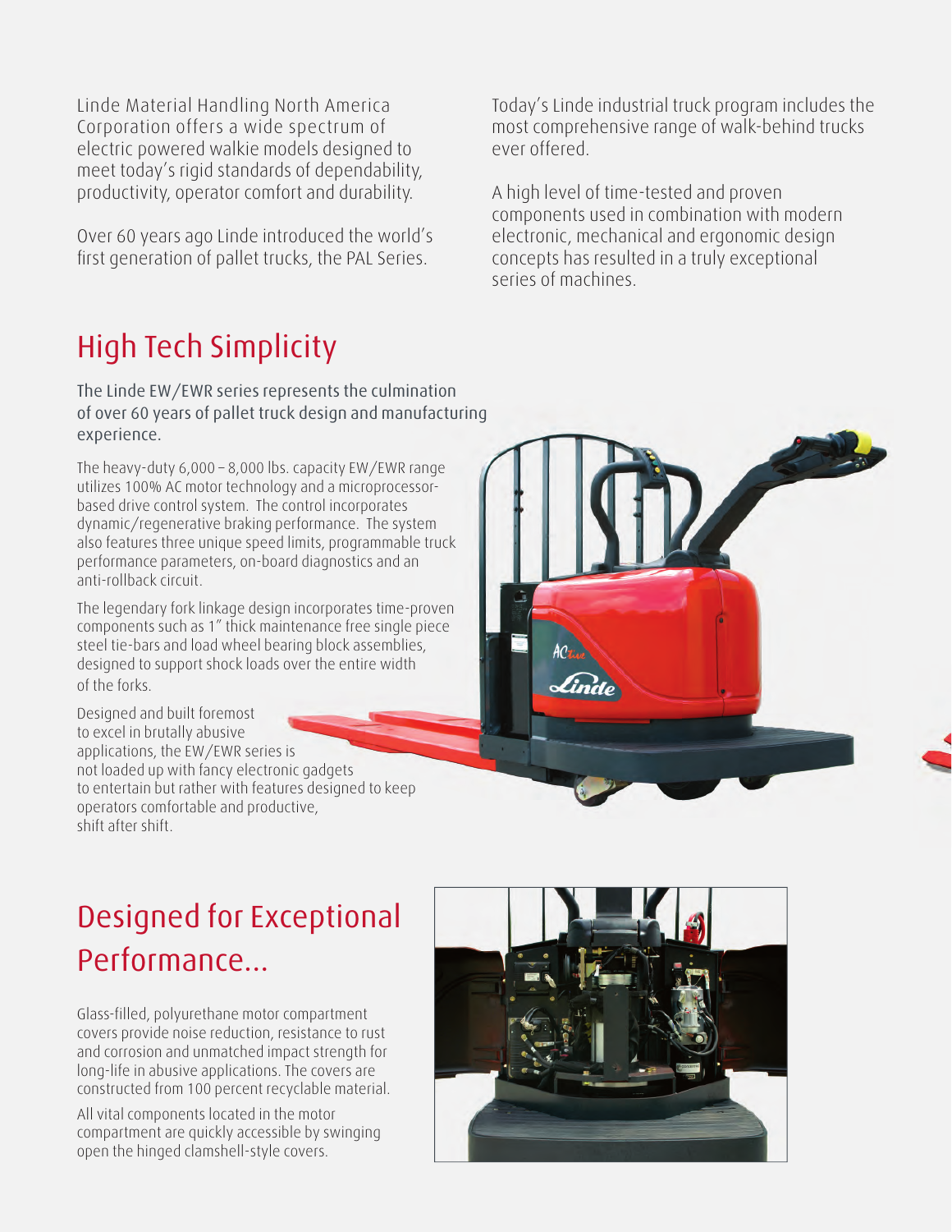Linde Material Handling North America Corporation offers a wide spectrum of electric powered walkie models designed to meet today's rigid standards of dependability, productivity, operator comfort and durability.

Over 60 years ago Linde introduced the world's first generation of pallet trucks, the PAL Series.

Today's Linde industrial truck program includes the most comprehensive range of walk-behind trucks ever offered.

A high level of time-tested and proven components used in combination with modern electronic, mechanical and ergonomic design concepts has resulted in a truly exceptional series of machines.

# High Tech Simplicity

The Linde EW/EWR series represents the culmination of over 60 years of pallet truck design and manufacturing experience.

The heavy-duty 6,000 – 8,000 lbs. capacity EW/EWR range utilizes 100% AC motor technology and a microprocessor-based drive control system. The control incorporates dynamic/regenerative braking performance. The system also features three unique speed limits, programmable truck performance parameters, on-board diagnostics and an anti-rollback circuit.

The legendary fork linkage design incorporates time-proven components such as 1" thick maintenance free single piece steel tie-bars and load wheel bearing block assemblies, designed to support shock loads over the entire width of the forks.

Designed and built foremost to excel in brutally abusive applications, the EW/EWR series is not loaded up with fancy electronic gadgets to entertain but rather with features designed to keep operators comfortable and productive, shift after shift.

# Designed for Exceptional Performance...

Glass-filled, polyurethane motor compartment covers provide noise reduction, resistance to rust and corrosion and unmatched impact strength for long-life in abusive applications. The covers are constructed from 100 percent recyclable material.

All vital components located in the motor compartment are quickly accessible by swinging open the hinged clamshell-style covers.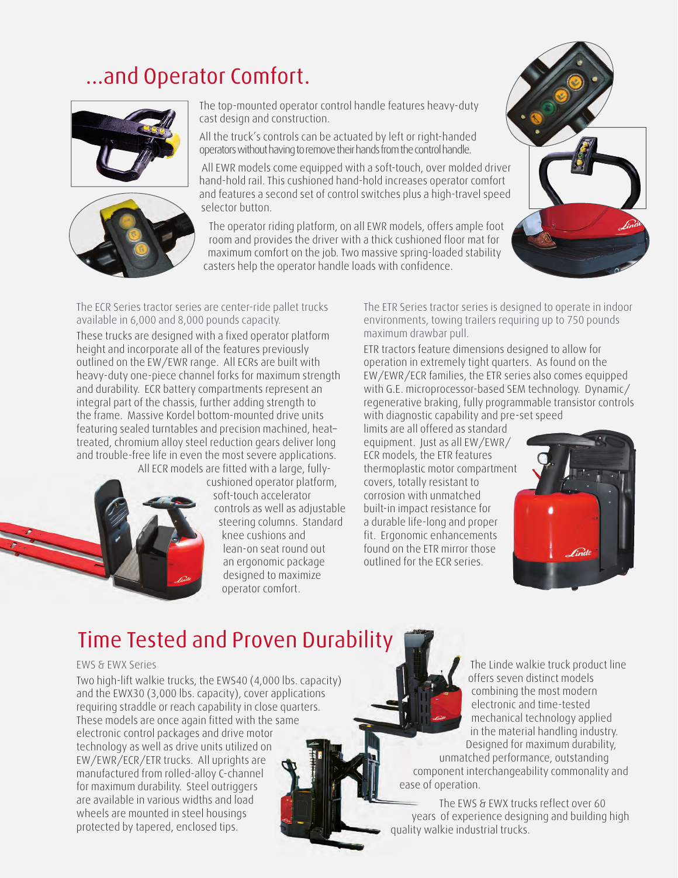## ...and Operator Comfort.

The top-mounted operator control handle features heavy-duty cast design and construction.

All the truck's controls can be actuated by left or right-handed operators without having to remove their hands from the control handle.

All EWR models come equipped with a soft-touch, over molded driver hand-hold rail. This cushioned hand-hold increases operator comfort and features a second set of control switches plus a high-travel speed selector button.

The operator riding platform, on all EWR models, offers ample foot room and provides the driver with a thick cushioned floor mat for maximum comfort on the job. Two massive spring-loaded stability casters help the operator handle loads with confidence.

The ECR Series tractor series are center-ride pallet trucks available in 6,000 and 8,000 pounds capacity.

These trucks are designed with a fixed operator platform height and incorporate all of the features previously outlined on the EW/EWR range. All ECRs are built with heavy-duty one-piece channel forks for maximum strength and durability. ECR battery compartments represent an integral part of the chassis, further adding strength to the frame. Massive Kordel bottom-mounted drive units featuring sealed turntables and precision machined, heat-treated, chromium alloy steel reduction gears deliver long and trouble-free life in even the most severe applications. All ECR models are fitted with a large, fully-cushioned operator platform, soft-touch accelerator controls as well as adjustable steering columns. Standard knee cushions and lean-on seat round out an ergonomic package designed to maximize operator comfort.

The ETR Series tractor series is designed to operate in indoor environments, towing trailers requiring up to 750 pounds maximum drawbar pull.

ETR tractors feature dimensions designed to allow for operation in extremely tight quarters. As found on the EW/EWR/ECR families, the ETR series also comes equipped with G.E. microprocessor-based SEM technology. Dynamic/regenerative braking, fully programmable transistor controls with diagnostic capability and pre-set speed limits are all offered as standard equipment. Just as all EW/EWR/ECR models, the ETR features thermoplastic motor compartment covers, totally resistant to corrosion with unmatched built-in impact resistance for a durable life-long and proper fit. Ergonomic enhancements found on the ETR mirror those outlined for the ECR series.

## Time Tested and Proven Durability

EWS & EWX Series

Two high-lift walkie trucks, the EWS40 (4,000 lbs. capacity) and the EWX30 (3,000 lbs. capacity), cover applications requiring straddle or reach capability in close quarters. These models are once again fitted with the same electronic control packages and drive motor technology as well as drive units utilized on EW/EWR/ECR/ETR trucks. All uprights are manufactured from rolled-alloy C-channel for maximum durability. Steel outriggers are available in various widths and load wheels are mounted in steel housings protected by tapered, enclosed tips.

The Linde walkie truck product line offers seven distinct models combining the most modern electronic and time-tested mechanical technology applied in the material handling industry. Designed for maximum durability, unmatched performance, outstanding component interchangeability commonality and ease of operation.

The EWS & EWX trucks reflect over 60 years of experience designing and building high quality walkie industrial trucks.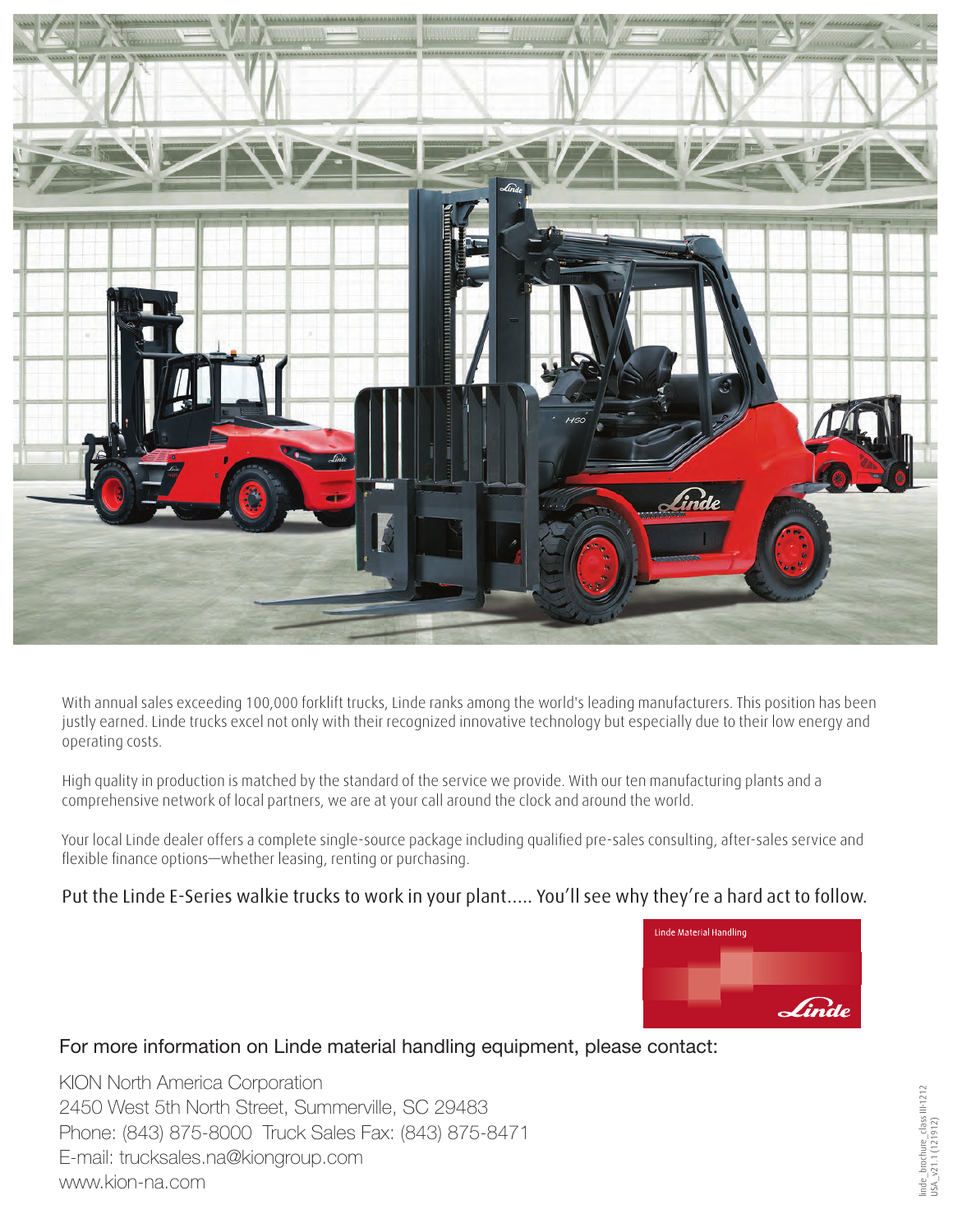With annual sales exceeding 100,000 forklift trucks, Linde ranks among the world's leading manufacturers. This position has been justly earned. Linde trucks excel not only with their recognized innovative technology but especially due to their low energy and operating costs.

High quality in production is matched by the standard of the service we provide. With our ten manufacturing plants and a comprehensive network of local partners, we are at your call around the clock and around the world.

Your local Linde dealer offers a complete single-source package including qualified pre-sales consulting, after-sales service and flexible finance options—whether leasing, renting or purchasing.

Put the Linde E-Series walkie trucks to work in your plant..... You'll see why they're a hard act to follow.

Linde Material Handling

Linde

For more information on Linde material handling equipment, please contact:

KION North America Corporation
2450 West 5th North Street, Summerville, SC 29483
Phone: (843) 875-8000 Truck Sales Fax: (843) 875-8471
E-mail: trucksales.na@kiongroup.com
www.kion-na.com

linde_brochure_class III-1212
USA_V21.1 (121912)